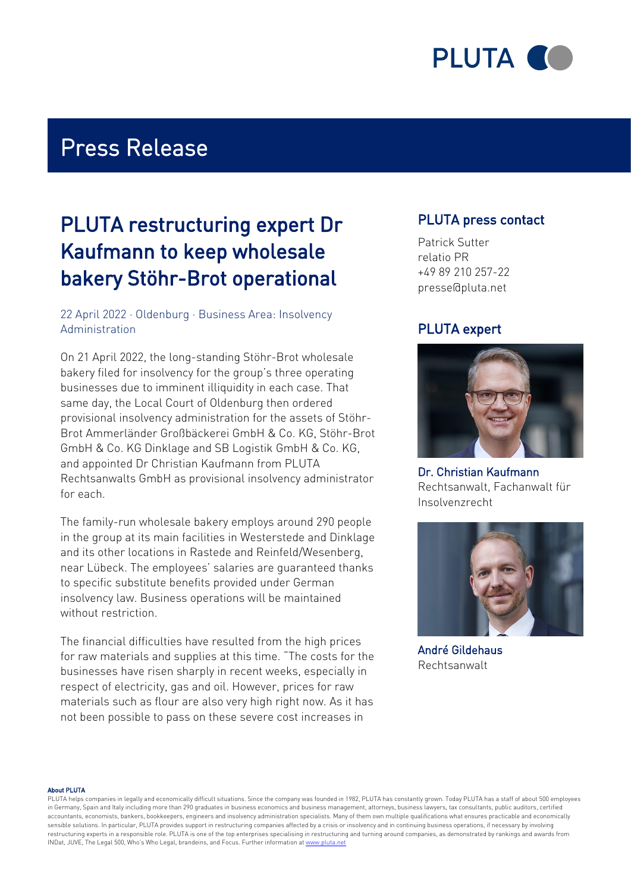# Press Release

## PLUTA restructuring expert Dr Kaufmann to keep wholesale bakery Stöhr-Brot operational

22 April 2022 · Oldenburg · Business Area: Insolvency Administration

On 21 April 2022, the long-standing Stöhr-Brot wholesale bakery filed for insolvency for the group's three operating businesses due to imminent illiquidity in each case. That same day, the Local Court of Oldenburg then ordered provisional insolvency administration for the assets of Stöhr-Brot Ammerländer Großbäckerei GmbH & Co. KG, Stöhr-Brot GmbH & Co. KG Dinklage and SB Logistik GmbH & Co. KG, and appointed Dr Christian Kaufmann from PLUTA Rechtsanwalts GmbH as provisional insolvency administrator for each.

The family-run wholesale bakery employs around 290 people in the group at its main facilities in Westerstede and Dinklage and its other locations in Rastede and Reinfeld/Wesenberg, near Lübeck. The employees' salaries are guaranteed thanks to specific substitute benefits provided under German insolvency law. Business operations will be maintained without restriction.

The financial difficulties have resulted from the high prices for raw materials and supplies at this time. "The costs for the businesses have risen sharply in recent weeks, especially in respect of electricity, gas and oil. However, prices for raw materials such as flour are also very high right now. As it has not been possible to pass on these severe cost increases in

### PLUTA press contact

Patrick Sutter
relatio PR
+49 89 210 257-22
presse@pluta.net

### PLUTA expert

**Dr. Christian Kaufmann**
Rechtsanwalt, Fachanwalt für Insolvenzrecht

**André Gildehaus**
Rechtsanwalt

**About PLUTA**
PLUTA helps companies in legally and economically difficult situations. Since the company was founded in 1982, PLUTA has constantly grown. Today PLUTA has a staff of about 500 employees in Germany, Spain and Italy including more than 290 graduates in business economics and business management, attorneys, business lawyers, tax consultants, public auditors, certified accountants, economists, bankers, bookkeepers, engineers and insolvency administration specialists. Many of them own multiple qualifications what ensures practicable and economically sensible solutions. In particular, PLUTA provides support in restructuring companies affected by a crisis or insolvency and in continuing business operations, if necessary by involving restructuring experts in a responsible role. PLUTA is one of the top enterprises specialising in restructuring and turning around companies, as demonstrated by rankings and awards from INDat, JUVE, The Legal 500, Who's Who Legal, brandeins, and Focus. Further information at www.pluta.net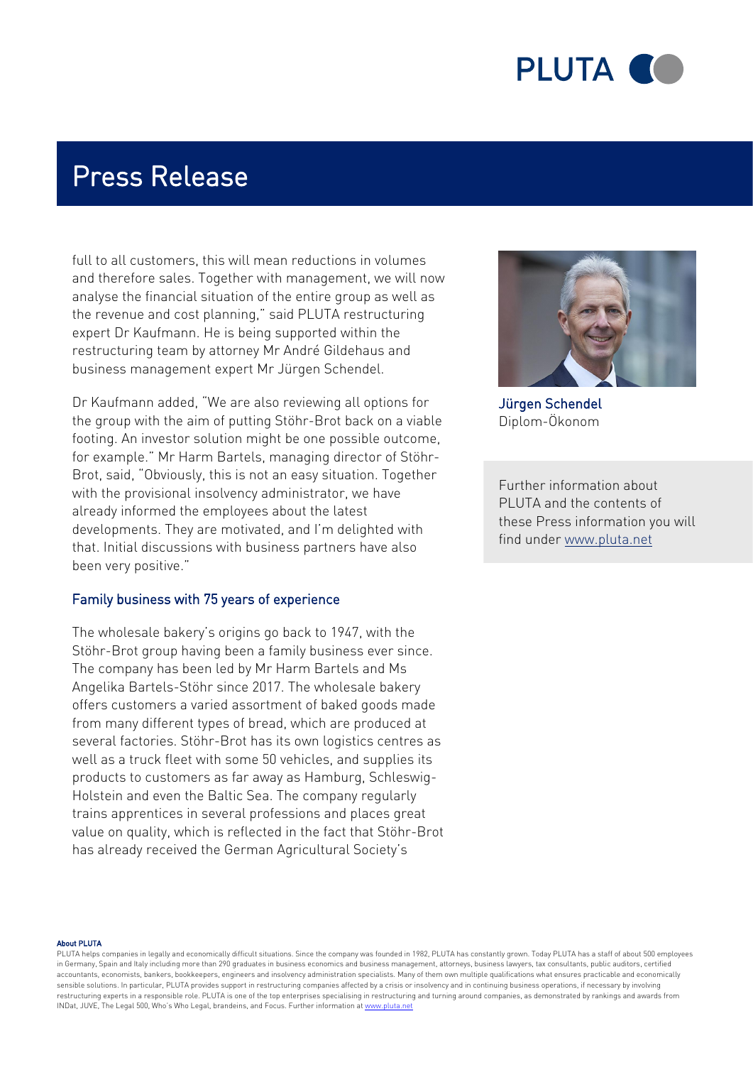full to all customers, this will mean reductions in volumes and therefore sales. Together with management, we will now analyse the financial situation of the entire group as well as the revenue and cost planning," said PLUTA restructuring expert Dr Kaufmann. He is being supported within the restructuring team by attorney Mr André Gildehaus and business management expert Mr Jürgen Schendel.

Dr Kaufmann added, "We are also reviewing all options for the group with the aim of putting Stöhr-Brot back on a viable footing. An investor solution might be one possible outcome, for example." Mr Harm Bartels, managing director of Stöhr-Brot, said, "Obviously, this is not an easy situation. Together with the provisional insolvency administrator, we have already informed the employees about the latest developments. They are motivated, and I'm delighted with that. Initial discussions with business partners have also been very positive."

## Family business with 75 years of experience

The wholesale bakery's origins go back to 1947, with the Stöhr-Brot group having been a family business ever since. The company has been led by Mr Harm Bartels and Ms Angelika Bartels-Stöhr since 2017. The wholesale bakery offers customers a varied assortment of baked goods made from many different types of bread, which are produced at several factories. Stöhr-Brot has its own logistics centres as well as a truck fleet with some 50 vehicles, and supplies its products to customers as far away as Hamburg, Schleswig-Holstein and even the Baltic Sea. The company regularly trains apprentices in several professions and places great value on quality, which is reflected in the fact that Stöhr-Brot has already received the German Agricultural Society's

Jürgen Schendel
Diplom-Ökonom

Further information about PLUTA and the contents of these Press information you will find under www.pluta.net

**About PLUTA**
PLUTA helps companies in legally and economically difficult situations. Since the company was founded in 1982, PLUTA has constantly grown. Today PLUTA has a staff of about 500 employees in Germany, Spain and Italy including more than 290 graduates in business economics and business management, attorneys, business lawyers, tax consultants, public auditors, certified accountants, economists, bankers, bookkeepers, engineers and insolvency administration specialists. Many of them own multiple qualifications what ensures practicable and economically sensible solutions. In particular, PLUTA provides support in restructuring companies affected by a crisis or insolvency and in continuing business operations, if necessary by involving restructuring experts in a responsible role. PLUTA is one of the top enterprises specialising in restructuring and turning around companies, as demonstrated by rankings and awards from INDat, JUVE, The Legal 500, Who's Who Legal, brandeins, and Focus. Further information at www.pluta.net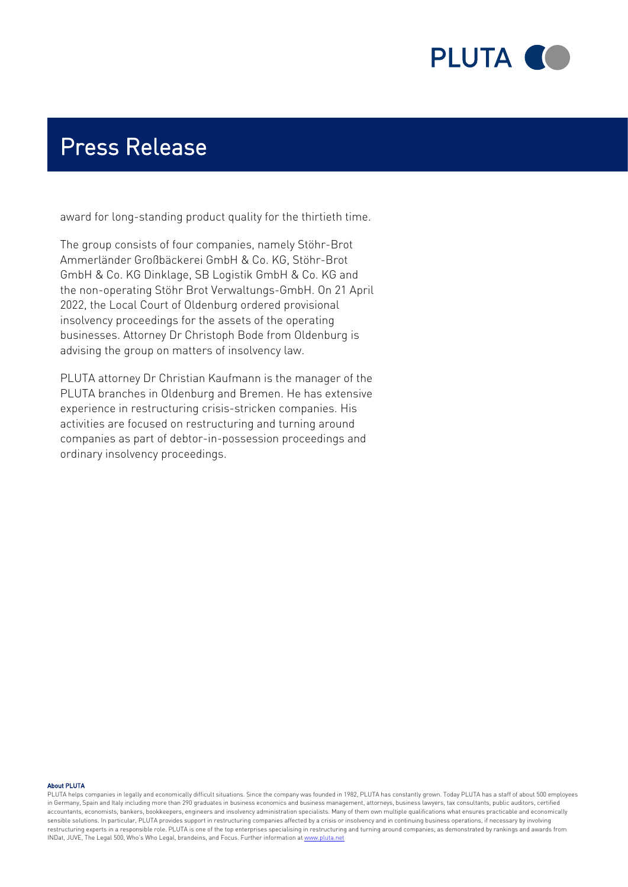award for long-standing product quality for the thirtieth time.

The group consists of four companies, namely Stöhr-Brot Ammerländer Großbäckerei GmbH & Co. KG, Stöhr-Brot GmbH & Co. KG Dinklage, SB Logistik GmbH & Co. KG and the non-operating Stöhr Brot Verwaltungs-GmbH. On 21 April 2022, the Local Court of Oldenburg ordered provisional insolvency proceedings for the assets of the operating businesses. Attorney Dr Christoph Bode from Oldenburg is advising the group on matters of insolvency law.

PLUTA attorney Dr Christian Kaufmann is the manager of the PLUTA branches in Oldenburg and Bremen. He has extensive experience in restructuring crisis-stricken companies. His activities are focused on restructuring and turning around companies as part of debtor-in-possession proceedings and ordinary insolvency proceedings.

**About PLUTA**

PLUTA helps companies in legally and economically difficult situations. Since the company was founded in 1982, PLUTA has constantly grown. Today PLUTA has a staff of about 500 employees in Germany, Spain and Italy including more than 290 graduates in business economics and business management, attorneys, business lawyers, tax consultants, public auditors, certified accountants, economists, bankers, bookkeepers, engineers and insolvency administration specialists. Many of them own multiple qualifications what ensures practicable and economically sensible solutions. In particular, PLUTA provides support in restructuring companies affected by a crisis or insolvency and in continuing business operations, if necessary by involving restructuring experts in a responsible role. PLUTA is one of the top enterprises specialising in restructuring and turning around companies, as demonstrated by rankings and awards from INDat, JUVE, The Legal 500, Who's Who Legal, brandeins, and Focus. Further information at www.pluta.net